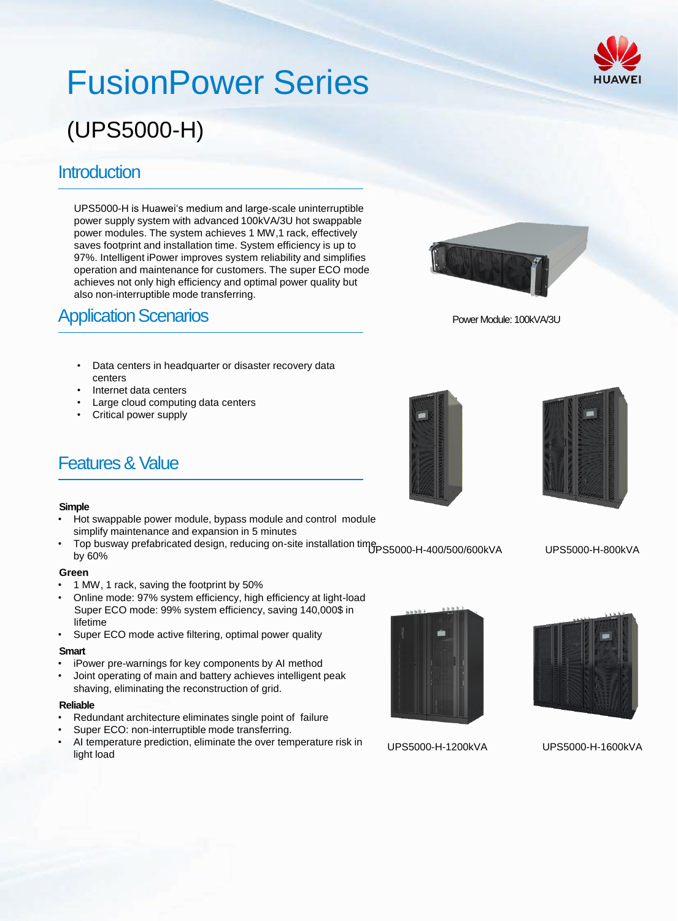# FusionPower Series

## (UPS5000-H)

## Introduction

UPS5000-H is Huawei's medium and large-scale uninterruptible power supply system with advanced 100kVA/3U hot swappable power modules. The system achieves 1 MW,1 rack, effectively saves footprint and installation time. System efficiency is up to 97%. Intelligent iPower improves system reliability and simplifies operation and maintenance for customers. The super ECO mode achieves not only high efficiency and optimal power quality but also non-interruptible mode transferring.

Power Module: 100kVA/3U

## Application Scenarios

- Data centers in headquarter or disaster recovery data centers
- Internet data centers
- Large cloud computing data centers
- Critical power supply

## Features & Value

**Simple**

- Hot swappable power module, bypass module and control module simplify maintenance and expansion in 5 minutes
- Top busway prefabricated design, reducing on-site installation time by 60%

**Green**

- 1 MW, 1 rack, saving the footprint by 50%
- Online mode: 97% system efficiency, high efficiency at light-load
  Super ECO mode: 99% system efficiency, saving 140,000$ in lifetime
- Super ECO mode active filtering, optimal power quality

**Smart**

- iPower pre-warnings for key components by AI method
- Joint operating of main and battery achieves intelligent peak shaving, eliminating the reconstruction of grid.

**Reliable**

- Redundant architecture eliminates single point of failure
- Super ECO: non-interruptible mode transferring.
- AI temperature prediction, eliminate the over temperature risk in light load

UPS5000-H-400/500/600kVA

UPS5000-H-800kVA

UPS5000-H-1200kVA

UPS5000-H-1600kVA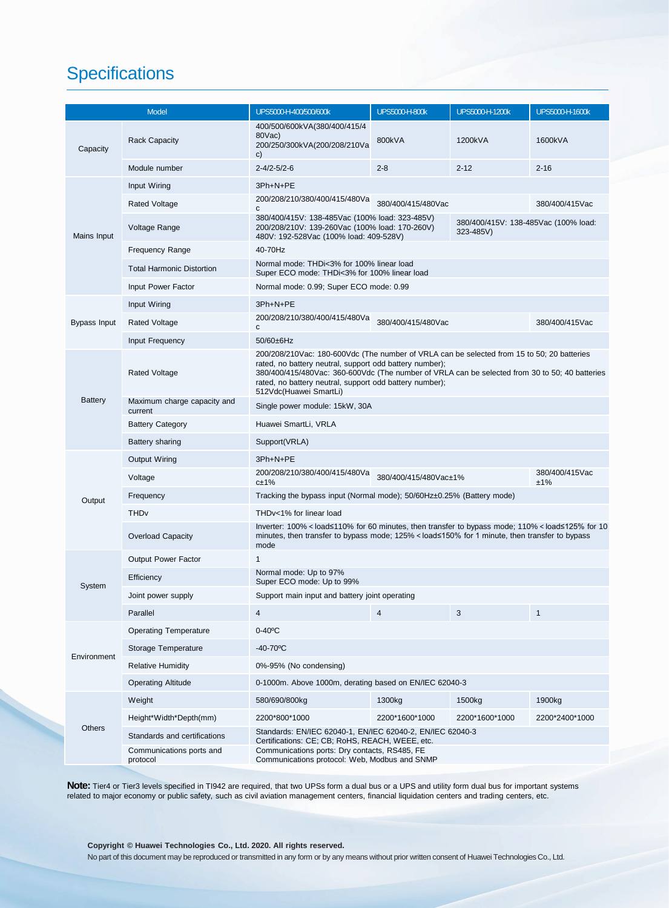# Specifications

| Model | | UPS5000-H-400/500/600k | UPS5000-H-800k | UPS5000-H-1200k | UPS5000-H-1600k |
|---|---|---|---|---|---|
| Capacity | Rack Capacity | 400/500/600kVA(380/400/415/480Vac) 200/250/300kVA(200/208/210Vac) | 800kVA | 1200kVA | 1600kVA |
| | Module number | 2-4/2-5/2-6 | 2-8 | 2-12 | 2-16 |
| Mains Input | Input Wiring | 3Ph+N+PE | | | |
| | Rated Voltage | 200/208/210/380/400/415/480Vac | 380/400/415/480Vac | | 380/400/415Vac |
| | Voltage Range | 380/400/415V: 138-485Vac (100% load: 323-485V) 200/208/210V: 139-260Vac (100% load: 170-260V) 480V: 192-528Vac (100% load: 409-528V) | | 380/400/415V: 138-485Vac (100% load: 323-485V) | |
| | Frequency Range | 40-70Hz | | | |
| | Total Harmonic Distortion | Normal mode: THDi<3% for 100% linear load Super ECO mode: THDi<3% for 100% linear load | | | |
| | Input Power Factor | Normal mode: 0.99; Super ECO mode: 0.99 | | | |
| Bypass Input | Input Wiring | 3Ph+N+PE | | | |
| | Rated Voltage | 200/208/210/380/400/415/480Vac | 380/400/415/480Vac | | 380/400/415Vac |
| | Input Frequency | 50/60±6Hz | | | |
| Battery | Rated Voltage | 200/208/210Vac: 180-600Vdc (The number of VRLA can be selected from 15 to 50; 20 batteries rated, no battery neutral, support odd battery number); 380/400/415/480Vac: 360-600Vdc (The number of VRLA can be selected from 30 to 50; 40 batteries rated, no battery neutral, support odd battery number); 512Vdc(Huawei SmartLi) | | | |
| | Maximum charge capacity and current | Single power module: 15kW, 30A | | | |
| | Battery Category | Huawei SmartLi, VRLA | | | |
| | Battery sharing | Support(VRLA) | | | |
| Output | Output Wiring | 3Ph+N+PE | | | |
| | Voltage | 200/208/210/380/400/415/480Vac±1% | 380/400/415/480Vac±1% | | 380/400/415Vac ±1% |
| | Frequency | Tracking the bypass input (Normal mode); 50/60Hz±0.25% (Battery mode) | | | |
| | THDv | THDv<1% for linear load | | | |
| | Overload Capacity | Inverter: 100% < load≤110% for 60 minutes, then transfer to bypass mode; 110% < load≤125% for 10 minutes, then transfer to bypass mode; 125% < load≤150% for 1 minute, then transfer to bypass mode | | | |
| System | Output Power Factor | 1 | | | |
| | Efficiency | Normal mode: Up to 97% Super ECO mode: Up to 99% | | | |
| | Joint power supply | Support main input and battery joint operating | | | |
| | Parallel | 4 | 4 | 3 | 1 |
| Environment | Operating Temperature | 0-40ºC | | | |
| | Storage Temperature | -40-70ºC | | | |
| | Relative Humidity | 0%-95% (No condensing) | | | |
| | Operating Altitude | 0-1000m. Above 1000m, derating based on EN/IEC 62040-3 | | | |
| Others | Weight | 580/690/800kg | 1300kg | 1500kg | 1900kg |
| | Height\*Width\*Depth(mm) | 2200\*800\*1000 | 2200\*1600\*1000 | 2200\*1600\*1000 | 2200\*2400\*1000 |
| | Standards and certifications | Standards: EN/IEC 62040-1, EN/IEC 62040-2, EN/IEC 62040-3 Certifications: CE; CB; RoHS, REACH, WEEE, etc. | | | |
| | Communications ports and protocol | Communications ports: Dry contacts, RS485, FE Communications protocol: Web, Modbus and SNMP | | | |

**Note:** Tier4 or Tier3 levels specified in TI942 are required, that two UPSs form a dual bus or a UPS and utility form dual bus for important systems related to major economy or public safety, such as civil aviation management centers, financial liquidation centers and trading centers, etc.

**Copyright © Huawei Technologies Co., Ltd. 2020. All rights reserved.**

No part of this document may be reproduced or transmitted in any form or by any means without prior written consent of Huawei Technologies Co., Ltd.